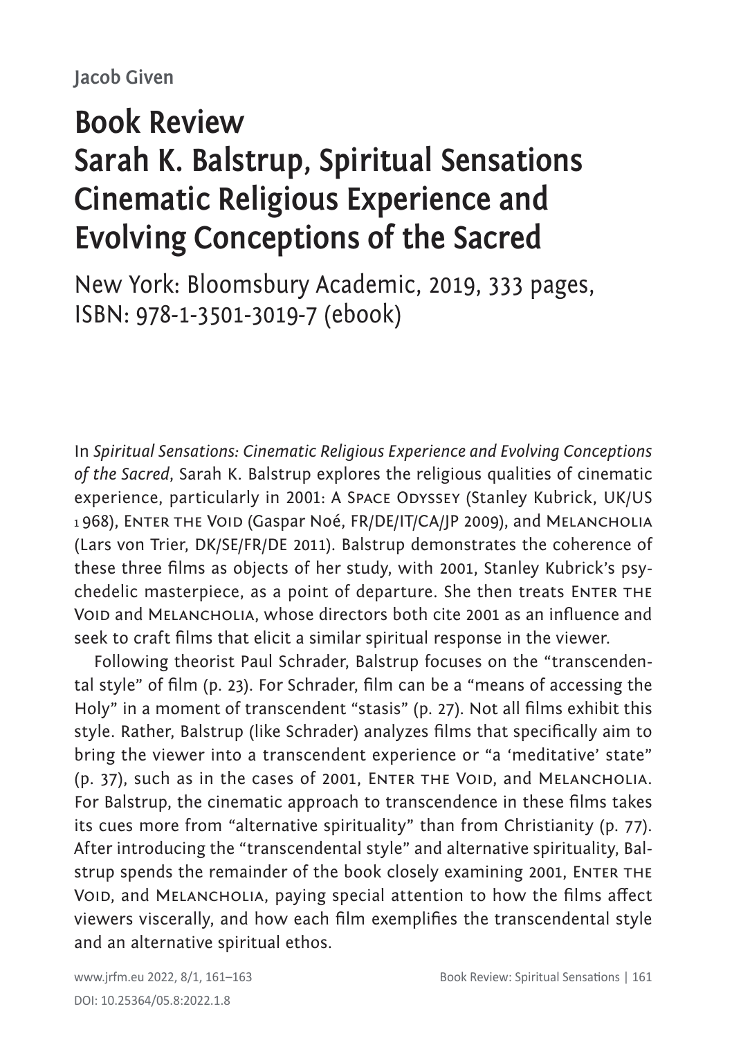Jacob Given

# Book Review
# Sarah K. Balstrup, Spiritual Sensations Cinematic Religious Experience and Evolving Conceptions of the Sacred

New York: Bloomsbury Academic, 2019, 333 pages, ISBN: 978-1-3501-3019-7 (ebook)

In *Spiritual Sensations: Cinematic Religious Experience and Evolving Conceptions of the Sacred*, Sarah K. Balstrup explores the religious qualities of cinematic experience, particularly in 2001: A Space Odyssey (Stanley Kubrick, UK/US 1968), Enter the Void (Gaspar Noé, FR/DE/IT/CA/JP 2009), and Melancholia (Lars von Trier, DK/SE/FR/DE 2011). Balstrup demonstrates the coherence of these three films as objects of her study, with 2001, Stanley Kubrick's psychedelic masterpiece, as a point of departure. She then treats Enter the Void and Melancholia, whose directors both cite 2001 as an influence and seek to craft films that elicit a similar spiritual response in the viewer.

Following theorist Paul Schrader, Balstrup focuses on the "transcendental style" of film (p. 23). For Schrader, film can be a "means of accessing the Holy" in a moment of transcendent "stasis" (p. 27). Not all films exhibit this style. Rather, Balstrup (like Schrader) analyzes films that specifically aim to bring the viewer into a transcendent experience or "a 'meditative' state" (p. 37), such as in the cases of 2001, Enter the Void, and Melancholia. For Balstrup, the cinematic approach to transcendence in these films takes its cues more from "alternative spirituality" than from Christianity (p. 77). After introducing the "transcendental style" and alternative spirituality, Balstrup spends the remainder of the book closely examining 2001, Enter the Void, and Melancholia, paying special attention to how the films affect viewers viscerally, and how each film exemplifies the transcendental style and an alternative spiritual ethos.

DOI: 10.25364/05.8:2022.1.8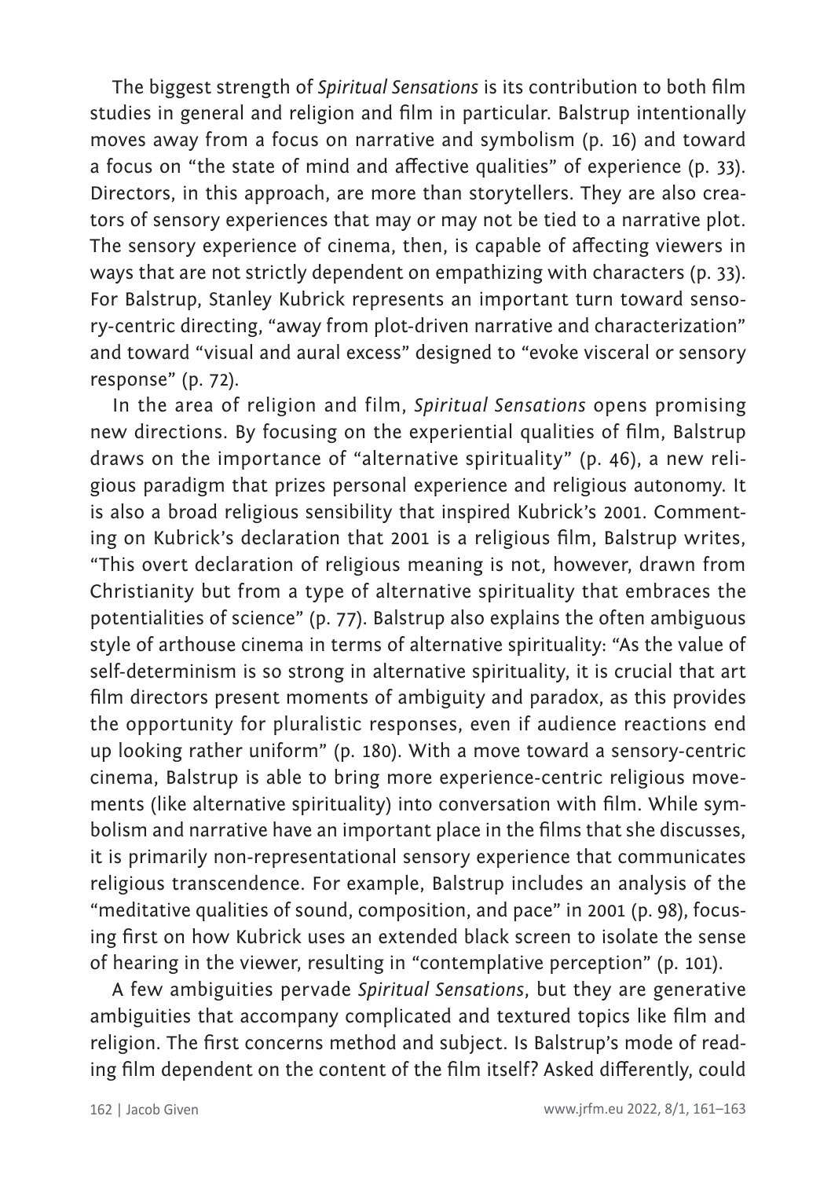The biggest strength of *Spiritual Sensations* is its contribution to both film studies in general and religion and film in particular. Balstrup intentionally moves away from a focus on narrative and symbolism (p. 16) and toward a focus on "the state of mind and affective qualities" of experience (p. 33). Directors, in this approach, are more than storytellers. They are also creators of sensory experiences that may or may not be tied to a narrative plot. The sensory experience of cinema, then, is capable of affecting viewers in ways that are not strictly dependent on empathizing with characters (p. 33). For Balstrup, Stanley Kubrick represents an important turn toward sensory-centric directing, "away from plot-driven narrative and characterization" and toward "visual and aural excess" designed to "evoke visceral or sensory response" (p. 72).

In the area of religion and film, *Spiritual Sensations* opens promising new directions. By focusing on the experiential qualities of film, Balstrup draws on the importance of "alternative spirituality" (p. 46), a new religious paradigm that prizes personal experience and religious autonomy. It is also a broad religious sensibility that inspired Kubrick's 2001. Commenting on Kubrick's declaration that 2001 is a religious film, Balstrup writes, "This overt declaration of religious meaning is not, however, drawn from Christianity but from a type of alternative spirituality that embraces the potentialities of science" (p. 77). Balstrup also explains the often ambiguous style of arthouse cinema in terms of alternative spirituality: "As the value of self-determinism is so strong in alternative spirituality, it is crucial that art film directors present moments of ambiguity and paradox, as this provides the opportunity for pluralistic responses, even if audience reactions end up looking rather uniform" (p. 180). With a move toward a sensory-centric cinema, Balstrup is able to bring more experience-centric religious movements (like alternative spirituality) into conversation with film. While symbolism and narrative have an important place in the films that she discusses, it is primarily non-representational sensory experience that communicates religious transcendence. For example, Balstrup includes an analysis of the "meditative qualities of sound, composition, and pace" in 2001 (p. 98), focusing first on how Kubrick uses an extended black screen to isolate the sense of hearing in the viewer, resulting in "contemplative perception" (p. 101).

A few ambiguities pervade *Spiritual Sensations*, but they are generative ambiguities that accompany complicated and textured topics like film and religion. The first concerns method and subject. Is Balstrup's mode of reading film dependent on the content of the film itself? Asked differently, could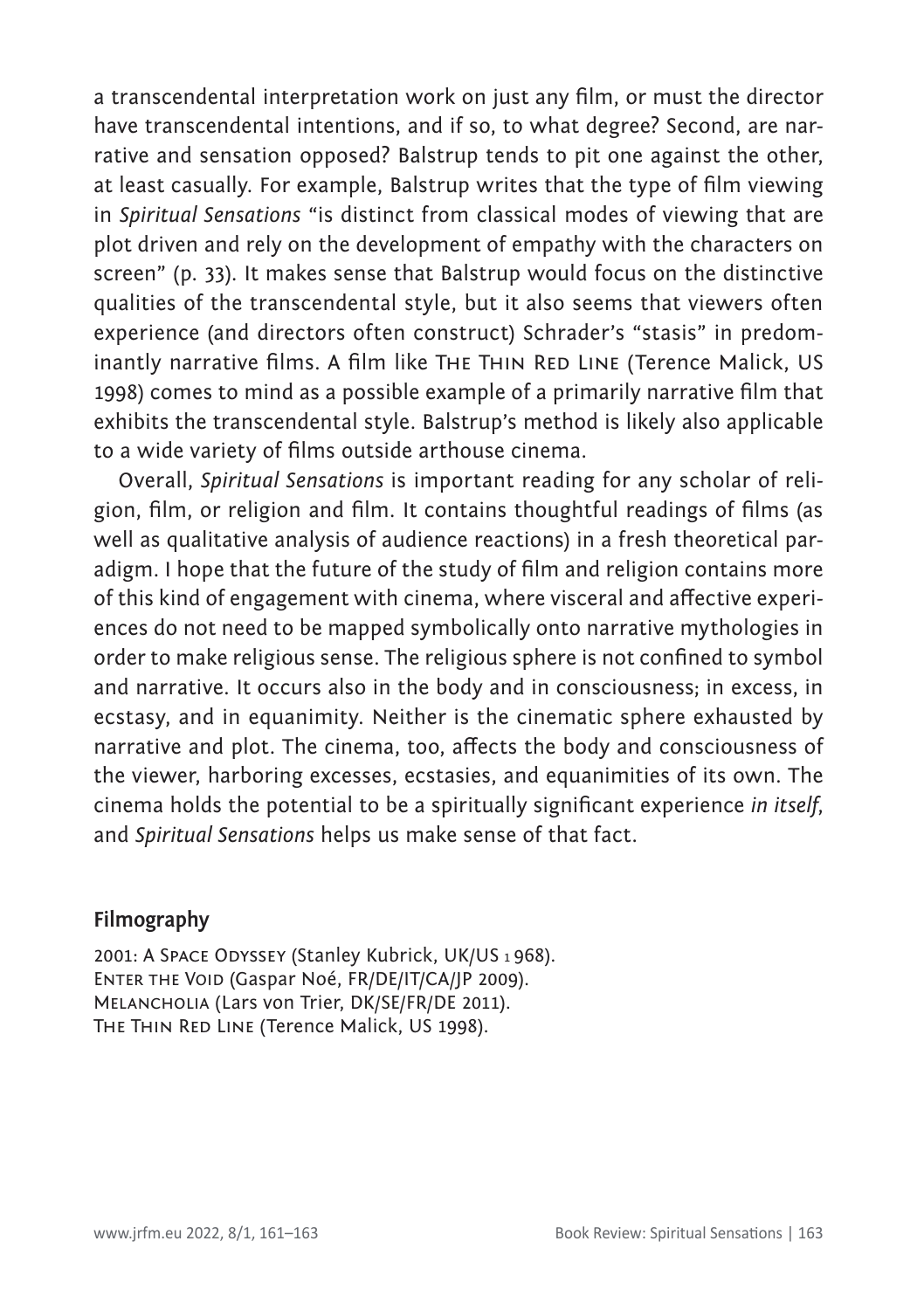a transcendental interpretation work on just any film, or must the director have transcendental intentions, and if so, to what degree? Second, are narrative and sensation opposed? Balstrup tends to pit one against the other, at least casually. For example, Balstrup writes that the type of film viewing in *Spiritual Sensations* "is distinct from classical modes of viewing that are plot driven and rely on the development of empathy with the characters on screen" (p. 33). It makes sense that Balstrup would focus on the distinctive qualities of the transcendental style, but it also seems that viewers often experience (and directors often construct) Schrader's "stasis" in predominantly narrative films. A film like The Thin Red Line (Terence Malick, US 1998) comes to mind as a possible example of a primarily narrative film that exhibits the transcendental style. Balstrup's method is likely also applicable to a wide variety of films outside arthouse cinema.

Overall, *Spiritual Sensations* is important reading for any scholar of religion, film, or religion and film. It contains thoughtful readings of films (as well as qualitative analysis of audience reactions) in a fresh theoretical paradigm. I hope that the future of the study of film and religion contains more of this kind of engagement with cinema, where visceral and affective experiences do not need to be mapped symbolically onto narrative mythologies in order to make religious sense. The religious sphere is not confined to symbol and narrative. It occurs also in the body and in consciousness; in excess, in ecstasy, and in equanimity. Neither is the cinematic sphere exhausted by narrative and plot. The cinema, too, affects the body and consciousness of the viewer, harboring excesses, ecstasies, and equanimities of its own. The cinema holds the potential to be a spiritually significant experience *in itself*, and *Spiritual Sensations* helps us make sense of that fact.

## Filmography

2001: A Space Odyssey (Stanley Kubrick, UK/US 1968).
Enter the Void (Gaspar Noé, FR/DE/IT/CA/JP 2009).
Melancholia (Lars von Trier, DK/SE/FR/DE 2011).
The Thin Red Line (Terence Malick, US 1998).